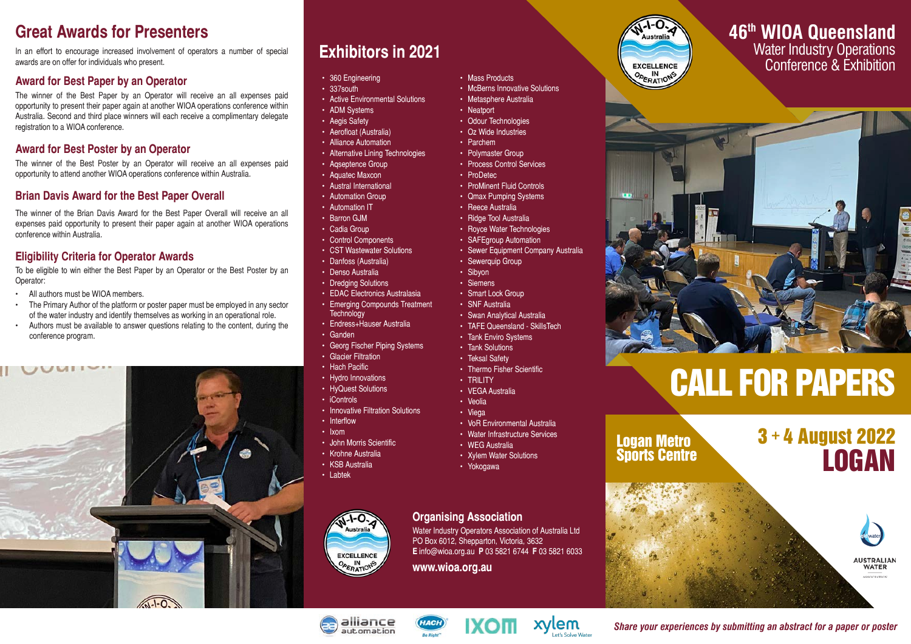# Great Awards for Presenters

In an effort to encourage increased involvement of operators a number of special awards are on offer for individuals who present.

## Award for Best Paper by an Operator

The winner of the Best Paper by an Operator will receive an all expenses paid opportunity to present their paper again at another WIOA operations conference within Australia. Second and third place winners will each receive a complimentary delegate registration to a WIOA conference.

## Award for Best Poster by an Operator

The winner of the Best Poster by an Operator will receive an all expenses paid opportunity to attend another WIOA operations conference within Australia.

## Brian Davis Award for the Best Paper Overall

The winner of the Brian Davis Award for the Best Paper Overall will receive an all expenses paid opportunity to present their paper again at another WIOA operations conference within Australia.

## Eligibility Criteria for Operator Awards

To be eligible to win either the Best Paper by an Operator or the Best Poster by an Operator:

- All authors must be WIOA members.
- The Primary Author of the platform or poster paper must be employed in any sector of the water industry and identify themselves as working in an operational role.
- Authors must be available to answer questions relating to the content, during the conference program.

# Exhibitors in 2021

- 360 Engineering
- 337south
- Active Environmental Solutions
- ADM Systems
- Aegis Safety
- Aerofloat (Australia)
- Alliance Automation
- Alternative Lining Technologies
- Aqseptence Group
- Aquatec Maxcon
- Austral International
- Automation Group
- Automation IT
- Barron GJM
- Cadia Group
- Control Components
- CST Wastewater Solutions
- Danfoss (Australia)
- Denso Australia
- Dredging Solutions
- EDAC Electronics Australasia
- Emerging Compounds Treatment Technology
- Endress+Hauser Australia
- Ganden
- Georg Fischer Piping Systems
- Glacier Filtration
- Hach Pacific
- Hydro Innovations
- HyQuest Solutions
- iControls
- Innovative Filtration Solutions
- Interflow
- Ixom
- John Morris Scientific
- Krohne Australia
- KSB Australia
- Labtek
- Mass Products
- McBerns Innovative Solutions
- Metasphere Australia
- Neatport
- Odour Technologies
- Oz Wide Industries
- Parchem
- Polymaster Group
- Process Control Services
- ProDetec
- ProMinent Fluid Controls
- Qmax Pumping Systems
- Reece Australia
- Ridge Tool Australia
- Royce Water Technologies
- SAFEgroup Automation
- Sewer Equipment Company Australia
- Sewerquip Group
- Sibyon
- Siemens
- Smart Lock Group
- SNF Australia
- Swan Analytical Australia
- TAFE Queensland - SkillsTech
- Tank Enviro Systems
- Tank Solutions
- Teksal Safety
- Thermo Fisher Scientific
- TRILITY
- VEGA Australia
- Veolia
- Viega
- VoR Environmental Australia
- Water Infrastructure Services
- WEG Australia
- Xylem Water Solutions
- Yokogawa

## Organising Association

Water Industry Operators Association of Australia Ltd
PO Box 6012, Shepparton, Victoria, 3632
**E** info@wioa.org.au **P** 03 5821 6744 **F** 03 5821 6033

**www.wioa.org.au**

# 46th WIOA Queensland
Water Industry Operations Conference & Exhibition

# CALL FOR PAPERS

**Logan Metro Sports Centre**

**3 + 4 August 2022**
**LOGAN**

*Share your experiences by submitting an abstract for a paper or poster*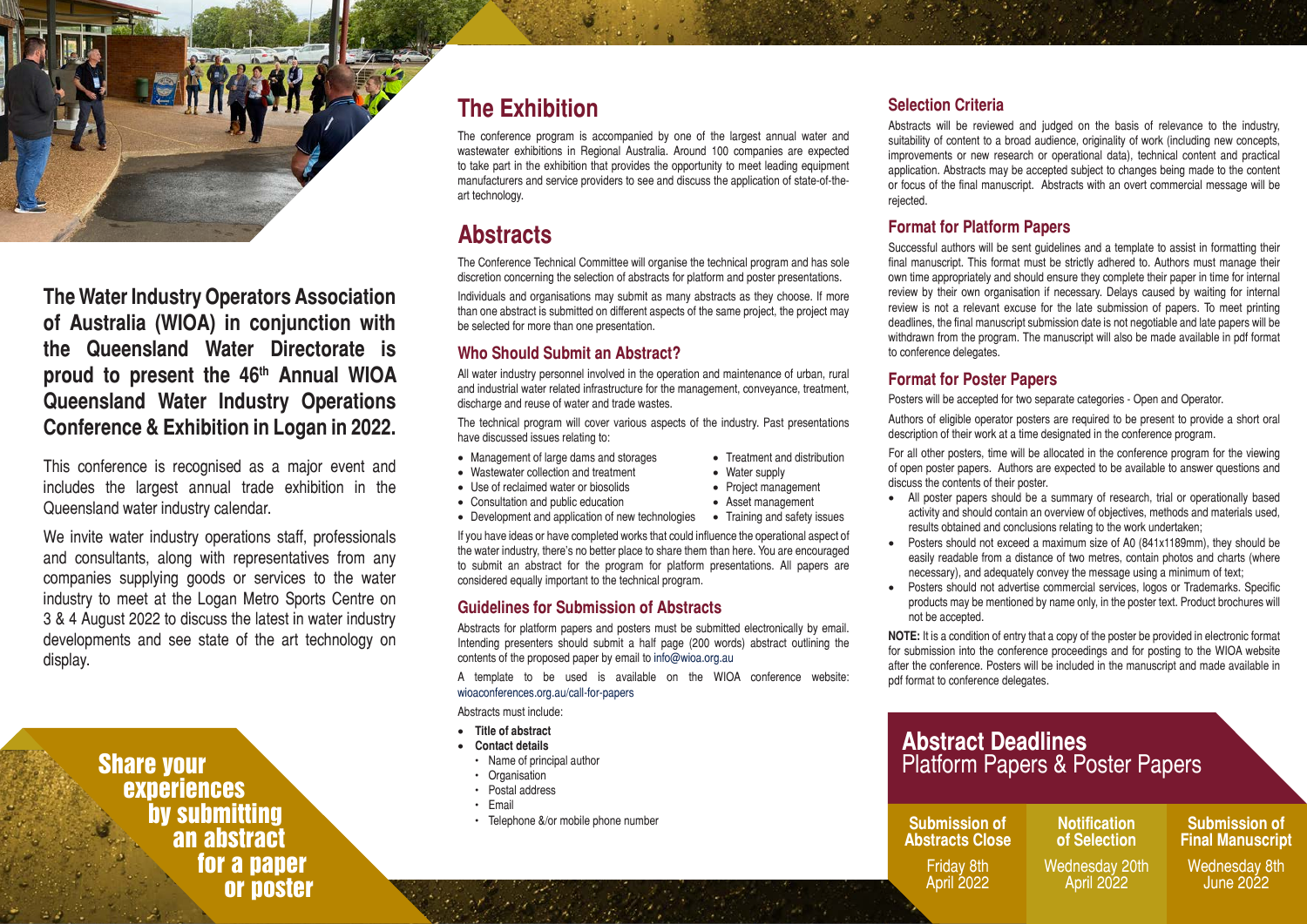**The Water Industry Operators Association of Australia (WIOA) in conjunction with the Queensland Water Directorate is proud to present the 46th Annual WIOA Queensland Water Industry Operations Conference & Exhibition in Logan in 2022.**

This conference is recognised as a major event and includes the largest annual trade exhibition in the Queensland water industry calendar.

We invite water industry operations staff, professionals and consultants, along with representatives from any companies supplying goods or services to the water industry to meet at the Logan Metro Sports Centre on 3 & 4 August 2022 to discuss the latest in water industry developments and see state of the art technology on display.

**Share your experiences by submitting an abstract for a paper or poster**

# The Exhibition

The conference program is accompanied by one of the largest annual water and wastewater exhibitions in Regional Australia. Around 100 companies are expected to take part in the exhibition that provides the opportunity to meet leading equipment manufacturers and service providers to see and discuss the application of state-of-the-art technology.

# Abstracts

The Conference Technical Committee will organise the technical program and has sole discretion concerning the selection of abstracts for platform and poster presentations.

Individuals and organisations may submit as many abstracts as they choose. If more than one abstract is submitted on different aspects of the same project, the project may be selected for more than one presentation.

## Who Should Submit an Abstract?

All water industry personnel involved in the operation and maintenance of urban, rural and industrial water related infrastructure for the management, conveyance, treatment, discharge and reuse of water and trade wastes.

The technical program will cover various aspects of the industry. Past presentations have discussed issues relating to:

- Management of large dams and storages
- Wastewater collection and treatment
- Use of reclaimed water or biosolids
- Consultation and public education
- Development and application of new technologies
- Treatment and distribution
- Water supply
- Project management
- Asset management
- Training and safety issues

If you have ideas or have completed works that could influence the operational aspect of the water industry, there's no better place to share them than here. You are encouraged to submit an abstract for the program for platform presentations. All papers are considered equally important to the technical program.

## Guidelines for Submission of Abstracts

Abstracts for platform papers and posters must be submitted electronically by email. Intending presenters should submit a half page (200 words) abstract outlining the contents of the proposed paper by email to info@wioa.org.au

A template to be used is available on the WIOA conference website: wioaconferences.org.au/call-for-papers

Abstracts must include:

- **Title of abstract**
- **Contact details**
  - Name of principal author
  - Organisation
  - Postal address
  - Email
  - Telephone &/or mobile phone number

## Selection Criteria

Abstracts will be reviewed and judged on the basis of relevance to the industry, suitability of content to a broad audience, originality of work (including new concepts, improvements or new research or operational data), technical content and practical application. Abstracts may be accepted subject to changes being made to the content or focus of the final manuscript. Abstracts with an overt commercial message will be rejected.

## Format for Platform Papers

Successful authors will be sent guidelines and a template to assist in formatting their final manuscript. This format must be strictly adhered to. Authors must manage their own time appropriately and should ensure they complete their paper in time for internal review by their own organisation if necessary. Delays caused by waiting for internal review is not a relevant excuse for the late submission of papers. To meet printing deadlines, the final manuscript submission date is not negotiable and late papers will be withdrawn from the program. The manuscript will also be made available in pdf format to conference delegates.

## Format for Poster Papers

Posters will be accepted for two separate categories - Open and Operator.

Authors of eligible operator posters are required to be present to provide a short oral description of their work at a time designated in the conference program.

For all other posters, time will be allocated in the conference program for the viewing of open poster papers. Authors are expected to be available to answer questions and discuss the contents of their poster.

- All poster papers should be a summary of research, trial or operationally based activity and should contain an overview of objectives, methods and materials used, results obtained and conclusions relating to the work undertaken;
- Posters should not exceed a maximum size of A0 (841x1189mm), they should be easily readable from a distance of two metres, contain photos and charts (where necessary), and adequately convey the message using a minimum of text;
- Posters should not advertise commercial services, logos or Trademarks. Specific products may be mentioned by name only, in the poster text. Product brochures will not be accepted.

**NOTE:** It is a condition of entry that a copy of the poster be provided in electronic format for submission into the conference proceedings and for posting to the WIOA website after the conference. Posters will be included in the manuscript and made available in pdf format to conference delegates.

## Abstract Deadlines
Platform Papers & Poster Papers

| Submission of Abstracts Close | Notification of Selection | Submission of Final Manuscript |
|---|---|---|
| Friday 8th April 2022 | Wednesday 20th April 2022 | Wednesday 8th June 2022 |